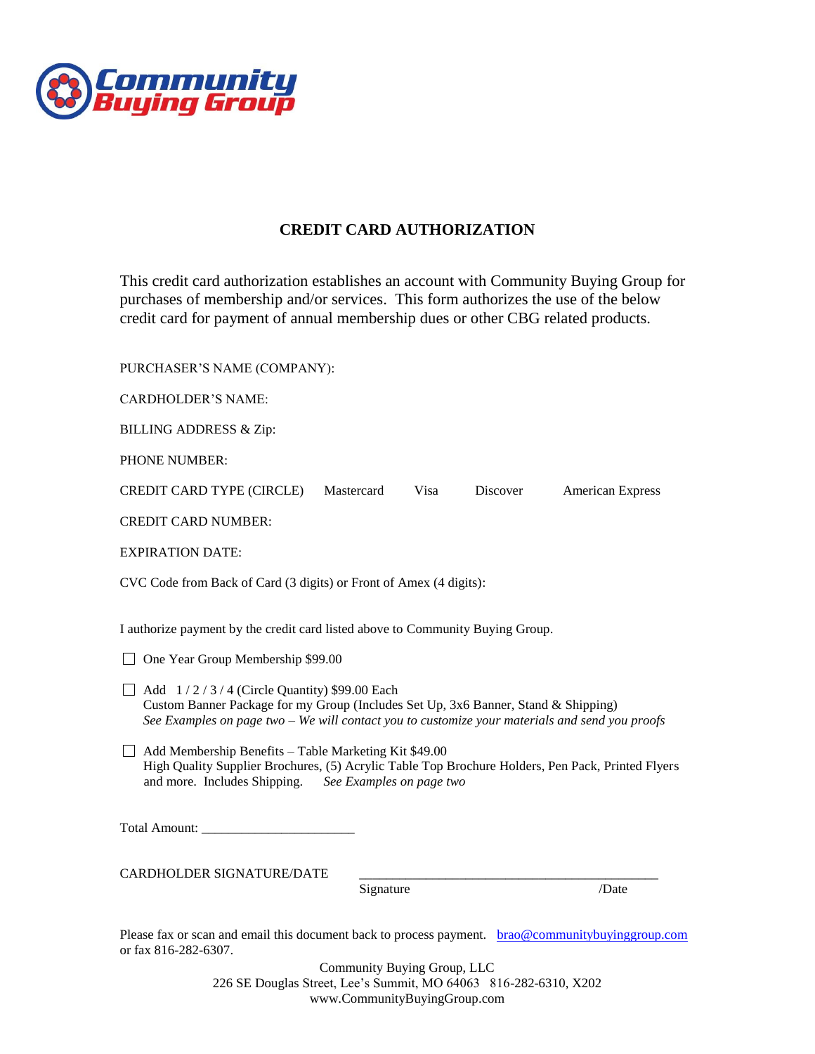Community Buying Group

# CREDIT CARD AUTHORIZATION

This credit card authorization establishes an account with Community Buying Group for purchases of membership and/or services. This form authorizes the use of the below credit card for payment of annual membership dues or other CBG related products.

PURCHASER'S NAME (COMPANY):

CARDHOLDER'S NAME:

BILLING ADDRESS & Zip:

PHONE NUMBER:

CREDIT CARD TYPE (CIRCLE)    Mastercard    Visa    Discover    American Express

CREDIT CARD NUMBER:

EXPIRATION DATE:

CVC Code from Back of Card (3 digits) or Front of Amex (4 digits):

I authorize payment by the credit card listed above to Community Buying Group.

☐ One Year Group Membership $99.00

☐ Add 1 / 2 / 3 / 4 (Circle Quantity) $99.00 Each
Custom Banner Package for my Group (Includes Set Up, 3x6 Banner, Stand & Shipping)
*See Examples on page two – We will contact you to customize your materials and send you proofs*

☐ Add Membership Benefits – Table Marketing Kit $49.00
High Quality Supplier Brochures, (5) Acrylic Table Top Brochure Holders, Pen Pack, Printed Flyers and more. Includes Shipping. *See Examples on page two*

Total Amount: ______________________

CARDHOLDER SIGNATURE/DATE ____________________________________________
Signature /Date

Please fax or scan and email this document back to process payment. brao@communitybuyinggroup.com or fax 816-282-6307.

Community Buying Group, LLC
226 SE Douglas Street, Lee's Summit, MO 64063 816-282-6310, X202
www.CommunityBuyingGroup.com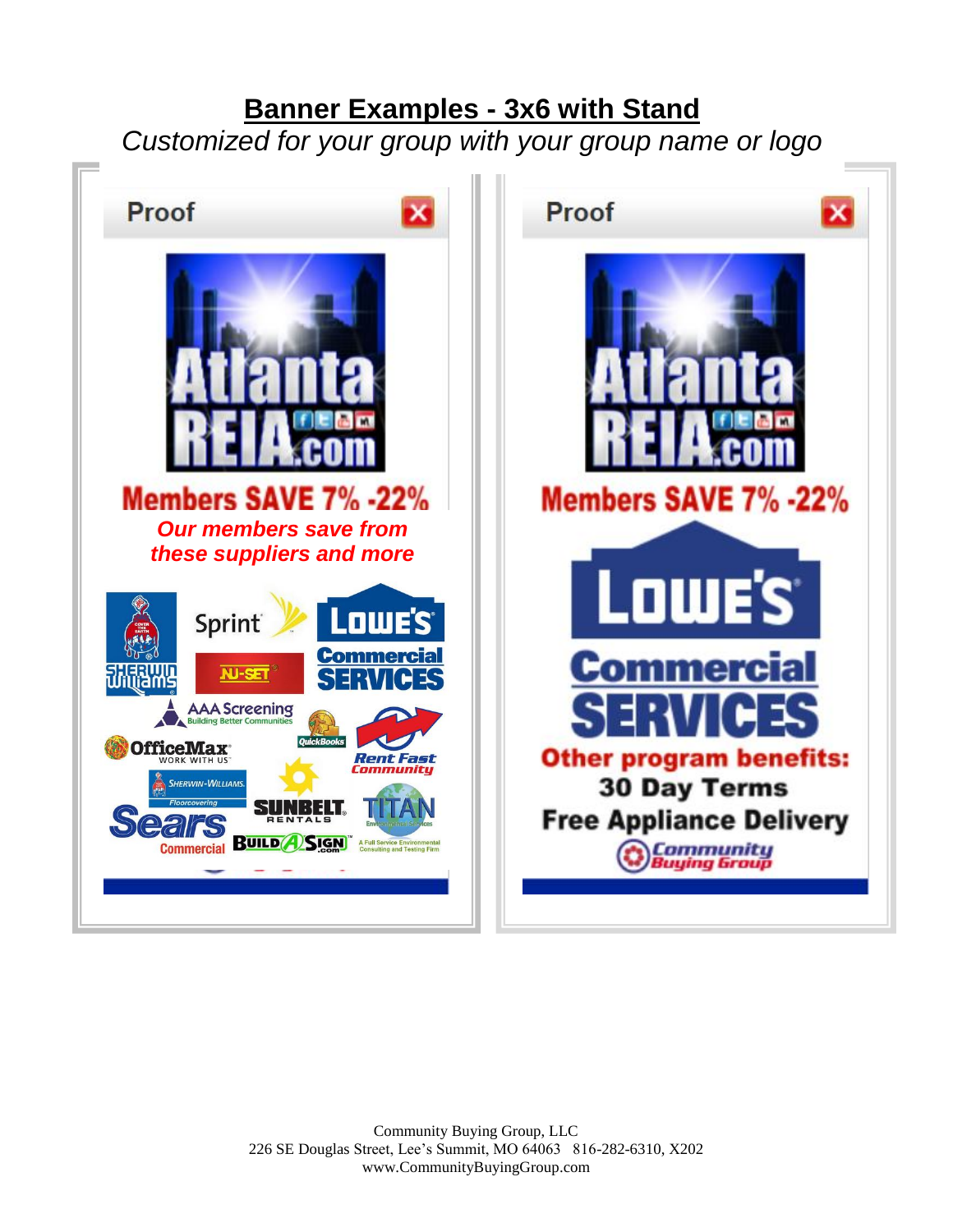# Banner Examples - 3x6 with Stand

*Customized for your group with your group name or logo*

Proof

Atlanta REIA.com

Members SAVE 7% -22%

*Our members save from these suppliers and more*

Sherwin Williams, Sprint, Lowe's Commercial Services, NU-SET, AAA Screening Building Better Communities, QuickBooks, OfficeMax Work With Us, Rent Fast Community, Sherwin-Williams Floorcovering, Sears Commercial, Sunbelt Rentals, Titan Environmental Services, Build A Sign .com, A Full Service Environmental Consulting and Testing Firm

Proof

Atlanta REIA.com

Members SAVE 7% -22%

Lowe's Commercial Services

**Other program benefits:**

**30 Day Terms**

**Free Appliance Delivery**

Community Buying Group

Community Buying Group, LLC
226 SE Douglas Street, Lee's Summit, MO 64063 816-282-6310, X202
www.CommunityBuyingGroup.com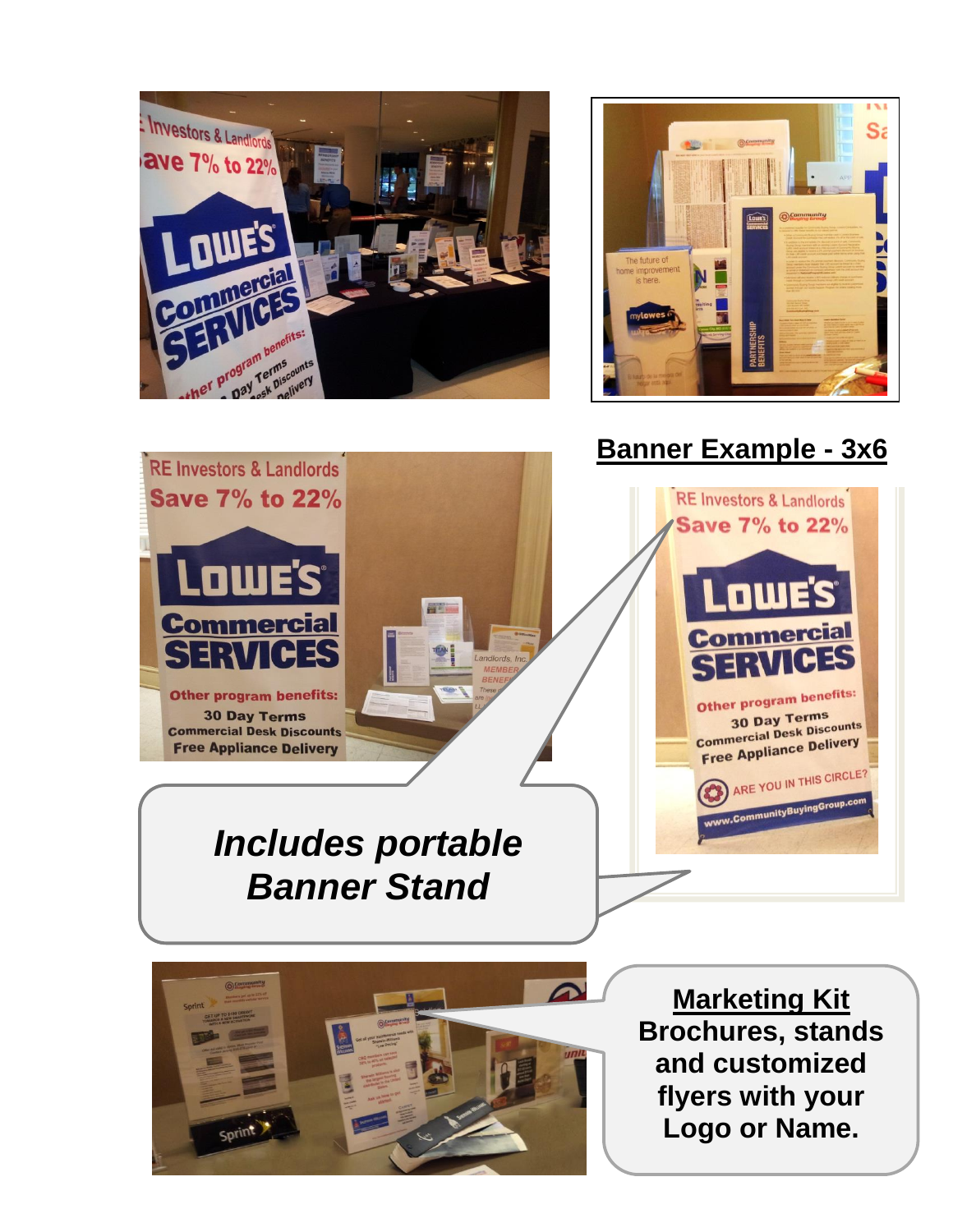## Banner Example - 3x6

***Includes portable Banner Stand***

**Marketing Kit**

**Brochures, stands and customized flyers with your Logo or Name.**